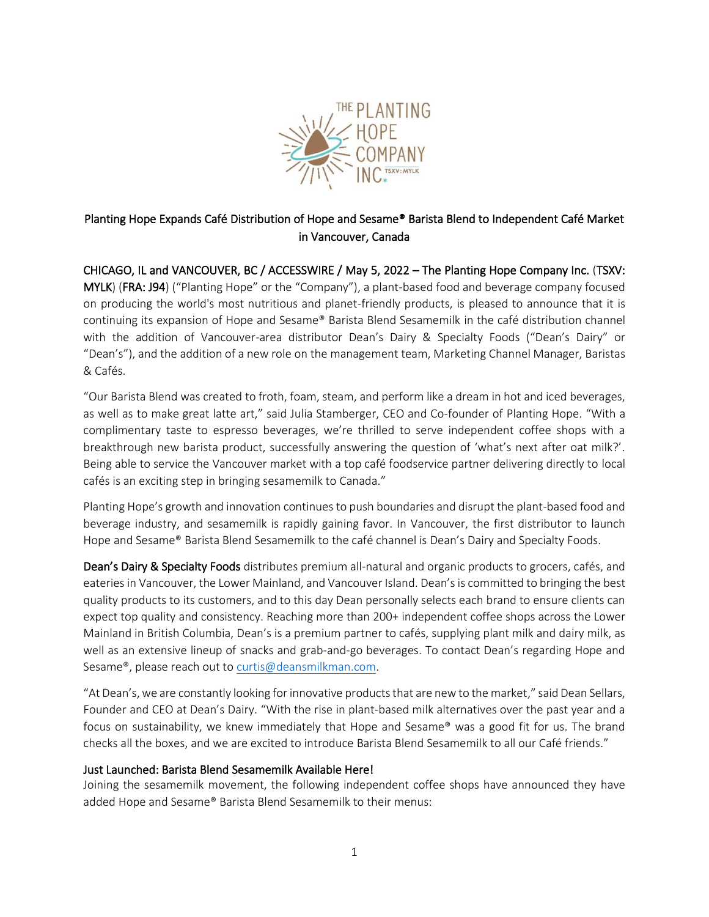# Planting Hope Expands Café Distribution of Hope and Sesame® Barista Blend to Independent Café Market in Vancouver, Canada

**CHICAGO, IL and VANCOUVER, BC / ACCESSWIRE / May 5, 2022 – The Planting Hope Company Inc.** (**TSXV: MYLK**) (**FRA: J94**) ("Planting Hope" or the "Company"), a plant-based food and beverage company focused on producing the world's most nutritious and planet-friendly products, is pleased to announce that it is continuing its expansion of Hope and Sesame® Barista Blend Sesamemilk in the café distribution channel with the addition of Vancouver-area distributor Dean's Dairy & Specialty Foods ("Dean's Dairy" or "Dean's"), and the addition of a new role on the management team, Marketing Channel Manager, Baristas & Cafés.

"Our Barista Blend was created to froth, foam, steam, and perform like a dream in hot and iced beverages, as well as to make great latte art," said Julia Stamberger, CEO and Co-founder of Planting Hope. "With a complimentary taste to espresso beverages, we're thrilled to serve independent coffee shops with a breakthrough new barista product, successfully answering the question of 'what's next after oat milk?'. Being able to service the Vancouver market with a top café foodservice partner delivering directly to local cafés is an exciting step in bringing sesamemilk to Canada."

Planting Hope's growth and innovation continues to push boundaries and disrupt the plant-based food and beverage industry, and sesamemilk is rapidly gaining favor. In Vancouver, the first distributor to launch Hope and Sesame® Barista Blend Sesamemilk to the café channel is Dean's Dairy and Specialty Foods.

**Dean's Dairy & Specialty Foods** distributes premium all-natural and organic products to grocers, cafés, and eateries in Vancouver, the Lower Mainland, and Vancouver Island. Dean's is committed to bringing the best quality products to its customers, and to this day Dean personally selects each brand to ensure clients can expect top quality and consistency. Reaching more than 200+ independent coffee shops across the Lower Mainland in British Columbia, Dean's is a premium partner to cafés, supplying plant milk and dairy milk, as well as an extensive lineup of snacks and grab-and-go beverages. To contact Dean's regarding Hope and Sesame®, please reach out to curtis@deansmilkman.com.

"At Dean's, we are constantly looking for innovative products that are new to the market," said Dean Sellars, Founder and CEO at Dean's Dairy. "With the rise in plant-based milk alternatives over the past year and a focus on sustainability, we knew immediately that Hope and Sesame® was a good fit for us. The brand checks all the boxes, and we are excited to introduce Barista Blend Sesamemilk to all our Café friends."

## Just Launched: Barista Blend Sesamemilk Available Here!

Joining the sesamemilk movement, the following independent coffee shops have announced they have added Hope and Sesame® Barista Blend Sesamemilk to their menus: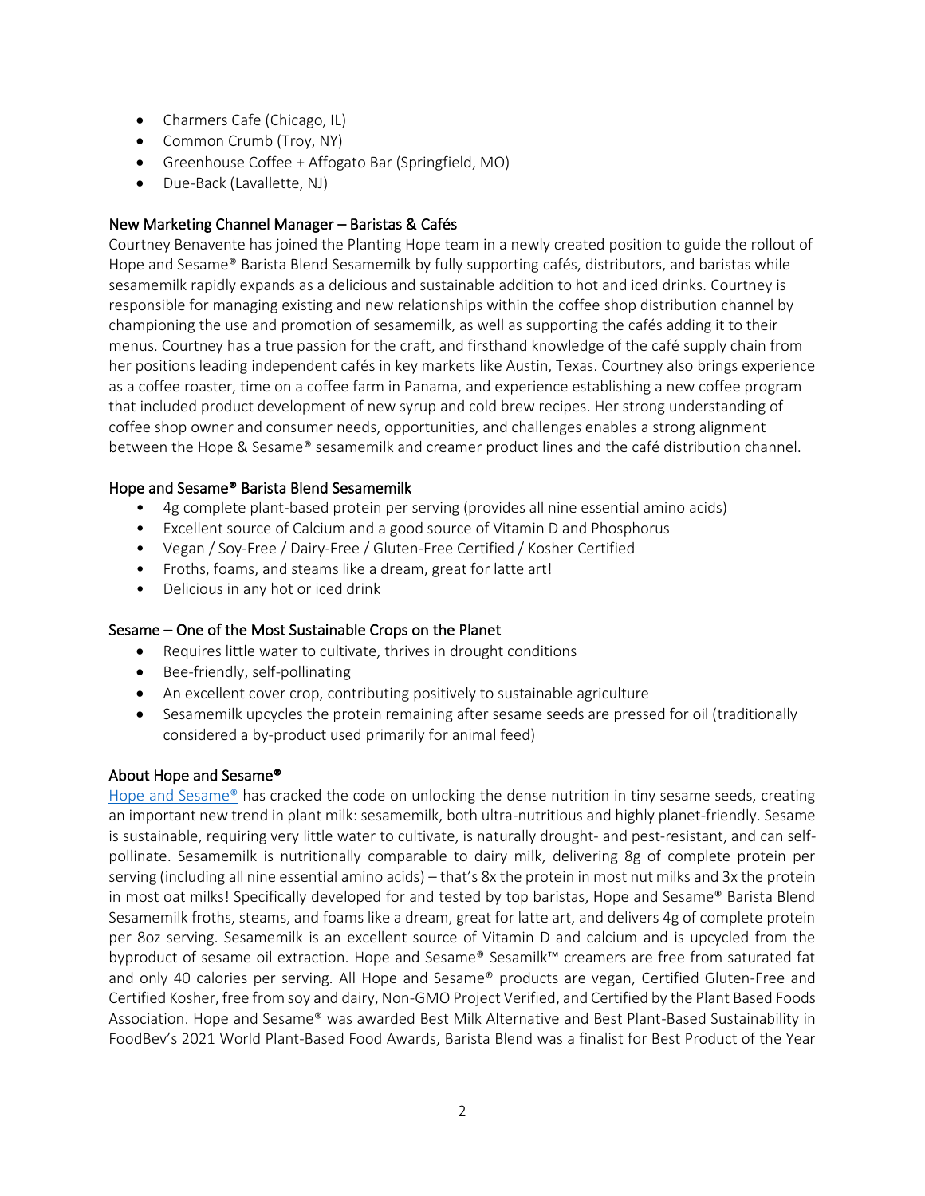- Charmers Cafe (Chicago, IL)
- Common Crumb (Troy, NY)
- Greenhouse Coffee + Affogato Bar (Springfield, MO)
- Due-Back (Lavallette, NJ)

## New Marketing Channel Manager – Baristas & Cafés

Courtney Benavente has joined the Planting Hope team in a newly created position to guide the rollout of Hope and Sesame® Barista Blend Sesamemilk by fully supporting cafés, distributors, and baristas while sesamemilk rapidly expands as a delicious and sustainable addition to hot and iced drinks. Courtney is responsible for managing existing and new relationships within the coffee shop distribution channel by championing the use and promotion of sesamemilk, as well as supporting the cafés adding it to their menus. Courtney has a true passion for the craft, and firsthand knowledge of the café supply chain from her positions leading independent cafés in key markets like Austin, Texas. Courtney also brings experience as a coffee roaster, time on a coffee farm in Panama, and experience establishing a new coffee program that included product development of new syrup and cold brew recipes. Her strong understanding of coffee shop owner and consumer needs, opportunities, and challenges enables a strong alignment between the Hope & Sesame® sesamemilk and creamer product lines and the café distribution channel.

## Hope and Sesame® Barista Blend Sesamemilk

- 4g complete plant-based protein per serving (provides all nine essential amino acids)
- Excellent source of Calcium and a good source of Vitamin D and Phosphorus
- Vegan / Soy-Free / Dairy-Free / Gluten-Free Certified / Kosher Certified
- Froths, foams, and steams like a dream, great for latte art!
- Delicious in any hot or iced drink

## Sesame – One of the Most Sustainable Crops on the Planet

- Requires little water to cultivate, thrives in drought conditions
- Bee-friendly, self-pollinating
- An excellent cover crop, contributing positively to sustainable agriculture
- Sesamemilk upcycles the protein remaining after sesame seeds are pressed for oil (traditionally considered a by-product used primarily for animal feed)

## About Hope and Sesame®

[Hope and Sesame®](#) has cracked the code on unlocking the dense nutrition in tiny sesame seeds, creating an important new trend in plant milk: sesamemilk, both ultra-nutritious and highly planet-friendly. Sesame is sustainable, requiring very little water to cultivate, is naturally drought- and pest-resistant, and can self-pollinate. Sesamemilk is nutritionally comparable to dairy milk, delivering 8g of complete protein per serving (including all nine essential amino acids) – that's 8x the protein in most nut milks and 3x the protein in most oat milks! Specifically developed for and tested by top baristas, Hope and Sesame® Barista Blend Sesamemilk froths, steams, and foams like a dream, great for latte art, and delivers 4g of complete protein per 8oz serving. Sesamemilk is an excellent source of Vitamin D and calcium and is upcycled from the byproduct of sesame oil extraction. Hope and Sesame® Sesamilk™ creamers are free from saturated fat and only 40 calories per serving. All Hope and Sesame® products are vegan, Certified Gluten-Free and Certified Kosher, free from soy and dairy, Non-GMO Project Verified, and Certified by the Plant Based Foods Association. Hope and Sesame® was awarded Best Milk Alternative and Best Plant-Based Sustainability in FoodBev's 2021 World Plant-Based Food Awards, Barista Blend was a finalist for Best Product of the Year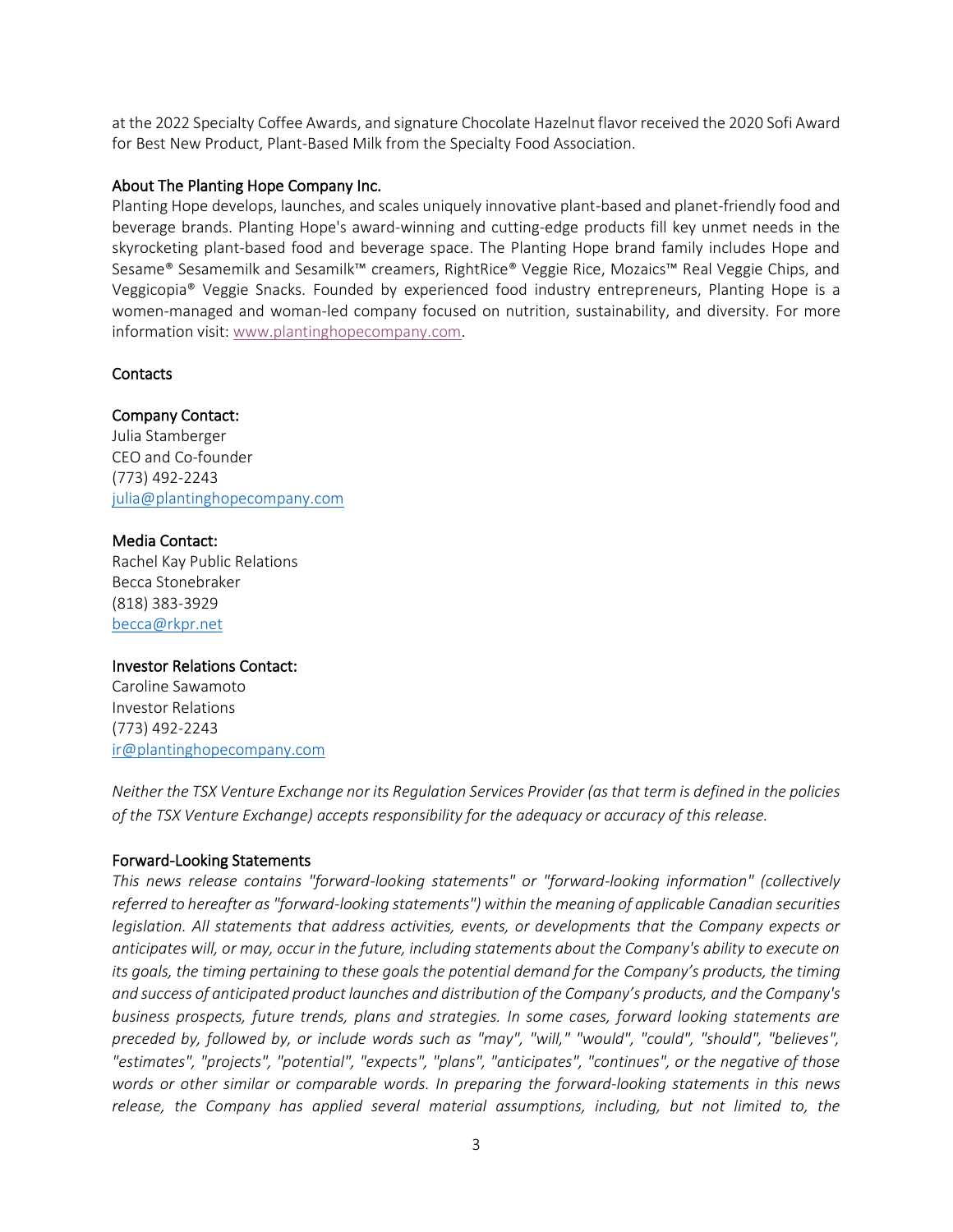at the 2022 Specialty Coffee Awards, and signature Chocolate Hazelnut flavor received the 2020 Sofi Award for Best New Product, Plant-Based Milk from the Specialty Food Association.

## About The Planting Hope Company Inc.

Planting Hope develops, launches, and scales uniquely innovative plant-based and planet-friendly food and beverage brands. Planting Hope's award-winning and cutting-edge products fill key unmet needs in the skyrocketing plant-based food and beverage space. The Planting Hope brand family includes Hope and Sesame® Sesamemilk and Sesamilk™ creamers, RightRice® Veggie Rice, Mozaics™ Real Veggie Chips, and Veggicopia® Veggie Snacks. Founded by experienced food industry entrepreneurs, Planting Hope is a women-managed and woman-led company focused on nutrition, sustainability, and diversity. For more information visit: [www.plantinghopecompany.com](http://www.plantinghopecompany.com).

## Contacts

### Company Contact:

Julia Stamberger
CEO and Co-founder
(773) 492-2243
[julia@plantinghopecompany.com](mailto:julia@plantinghopecompany.com)

### Media Contact:

Rachel Kay Public Relations
Becca Stonebraker
(818) 383-3929
[becca@rkpr.net](mailto:becca@rkpr.net)

### Investor Relations Contact:

Caroline Sawamoto
Investor Relations
(773) 492-2243
[ir@plantinghopecompany.com](mailto:ir@plantinghopecompany.com)

*Neither the TSX Venture Exchange nor its Regulation Services Provider (as that term is defined in the policies of the TSX Venture Exchange) accepts responsibility for the adequacy or accuracy of this release.*

## Forward-Looking Statements

*This news release contains "forward-looking statements" or "forward-looking information" (collectively referred to hereafter as "forward-looking statements") within the meaning of applicable Canadian securities legislation. All statements that address activities, events, or developments that the Company expects or anticipates will, or may, occur in the future, including statements about the Company's ability to execute on its goals, the timing pertaining to these goals the potential demand for the Company's products, the timing and success of anticipated product launches and distribution of the Company's products, and the Company's business prospects, future trends, plans and strategies. In some cases, forward looking statements are preceded by, followed by, or include words such as "may", "will," "would", "could", "should", "believes", "estimates", "projects", "potential", "expects", "plans", "anticipates", "continues", or the negative of those words or other similar or comparable words. In preparing the forward-looking statements in this news release, the Company has applied several material assumptions, including, but not limited to, the*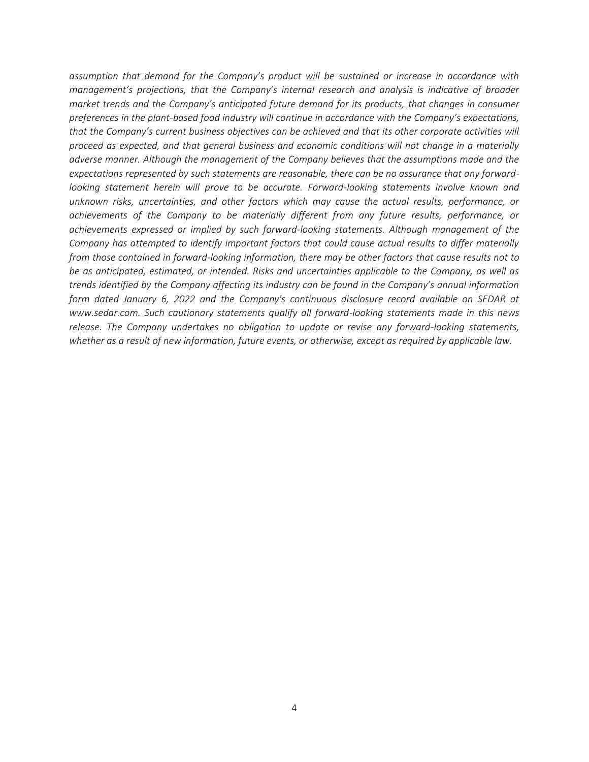*assumption that demand for the Company's product will be sustained or increase in accordance with management's projections, that the Company's internal research and analysis is indicative of broader market trends and the Company's anticipated future demand for its products, that changes in consumer preferences in the plant-based food industry will continue in accordance with the Company's expectations, that the Company's current business objectives can be achieved and that its other corporate activities will proceed as expected, and that general business and economic conditions will not change in a materially adverse manner. Although the management of the Company believes that the assumptions made and the expectations represented by such statements are reasonable, there can be no assurance that any forward-looking statement herein will prove to be accurate. Forward-looking statements involve known and unknown risks, uncertainties, and other factors which may cause the actual results, performance, or achievements of the Company to be materially different from any future results, performance, or achievements expressed or implied by such forward-looking statements. Although management of the Company has attempted to identify important factors that could cause actual results to differ materially from those contained in forward-looking information, there may be other factors that cause results not to be as anticipated, estimated, or intended. Risks and uncertainties applicable to the Company, as well as trends identified by the Company affecting its industry can be found in the Company's annual information form dated January 6, 2022 and the Company's continuous disclosure record available on SEDAR at www.sedar.com. Such cautionary statements qualify all forward-looking statements made in this news release. The Company undertakes no obligation to update or revise any forward-looking statements, whether as a result of new information, future events, or otherwise, except as required by applicable law.*